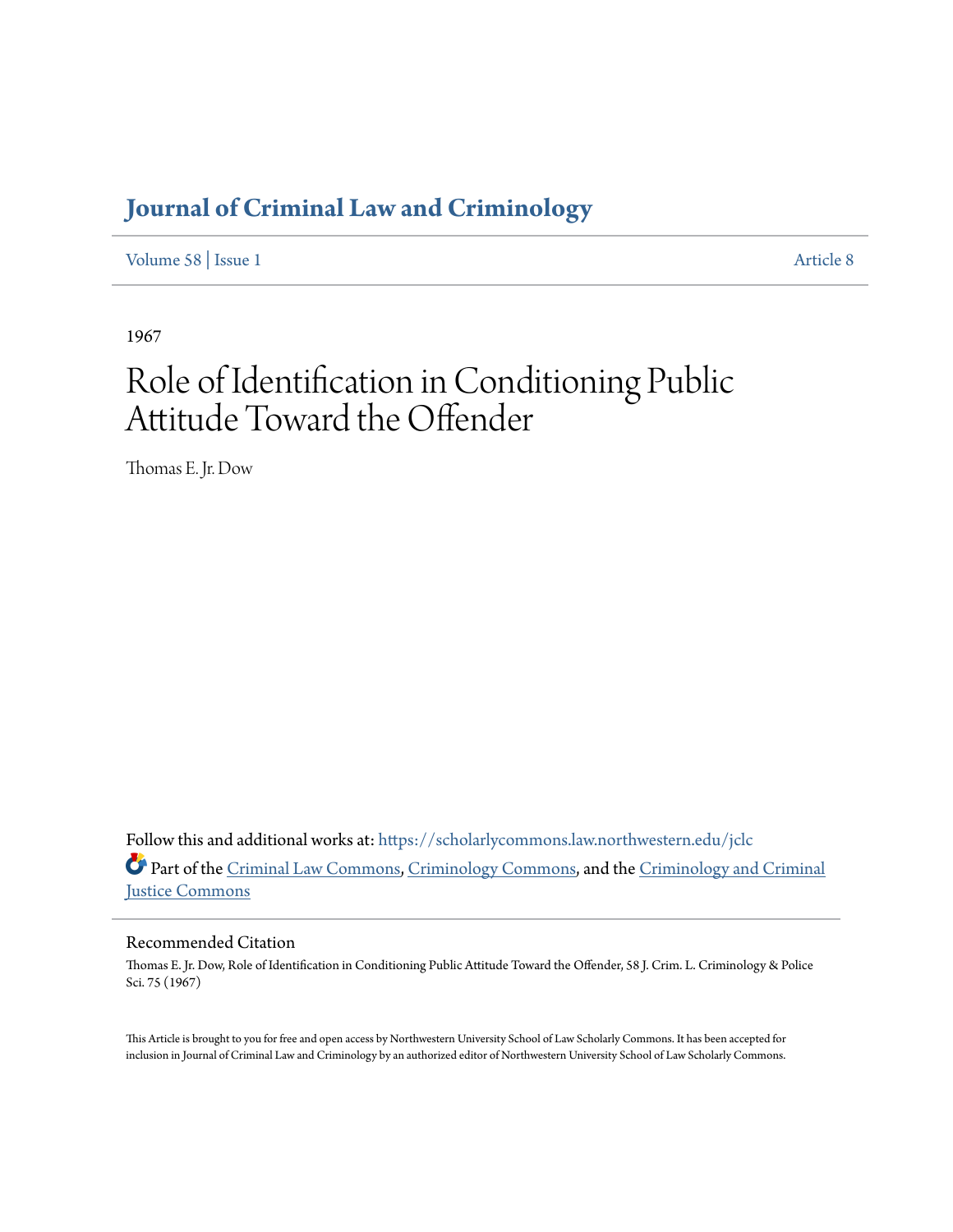# Journal of Criminal Law and Criminology

Volume 58 | Issue 1 Article 8

1967

# Role of Identification in Conditioning Public Attitude Toward the Offender

Thomas E. Jr. Dow

Follow this and additional works at: https://scholarlycommons.law.northwestern.edu/jclc

Part of the Criminal Law Commons, Criminology Commons, and the Criminology and Criminal Justice Commons

## Recommended Citation

Thomas E. Jr. Dow, Role of Identification in Conditioning Public Attitude Toward the Offender, 58 J. Crim. L. Criminology & Police Sci. 75 (1967)

This Article is brought to you for free and open access by Northwestern University School of Law Scholarly Commons. It has been accepted for inclusion in Journal of Criminal Law and Criminology by an authorized editor of Northwestern University School of Law Scholarly Commons.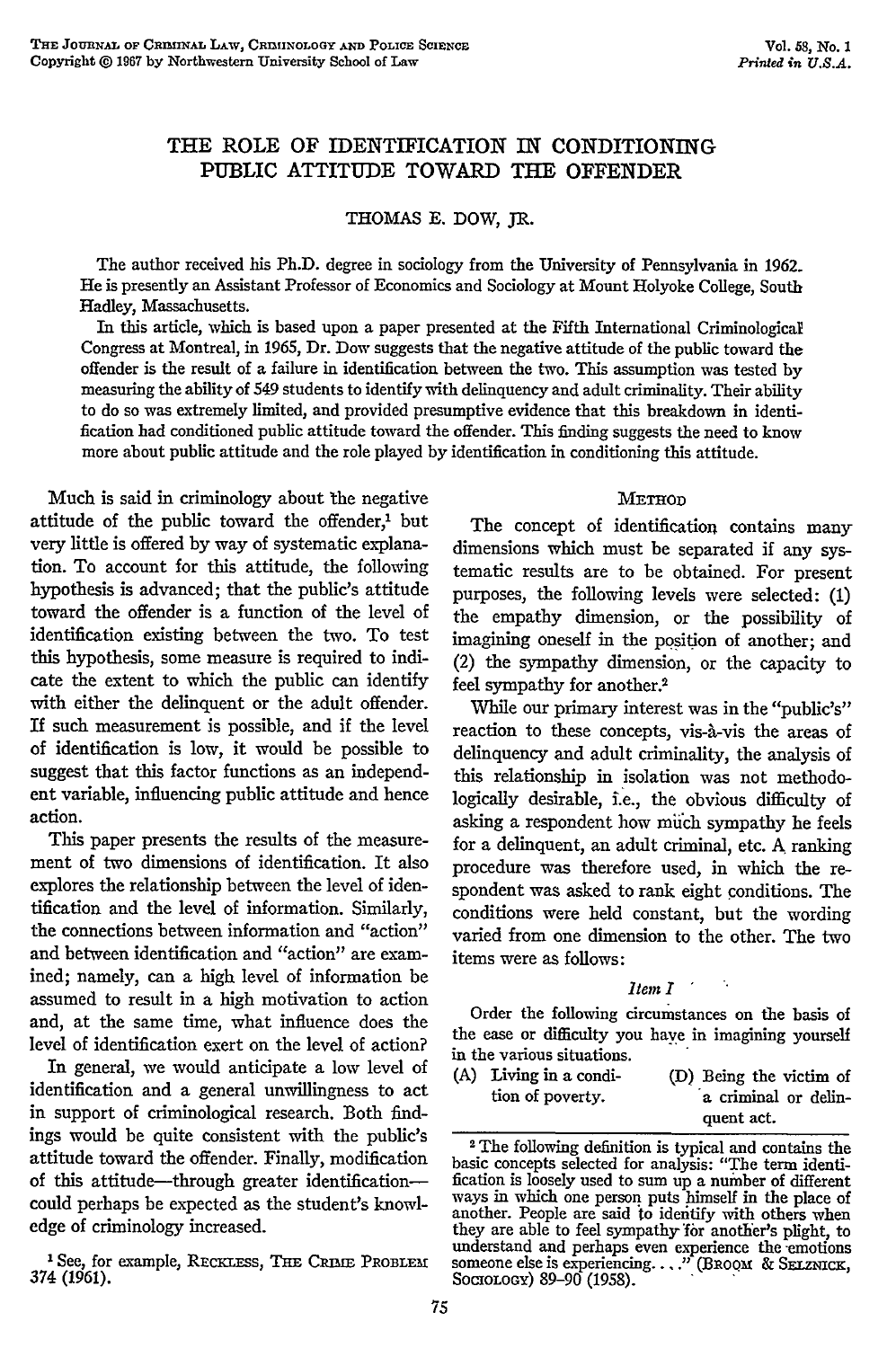# THE ROLE OF IDENTIFICATION IN CONDITIONING PUBLIC ATTITUDE TOWARD THE OFFENDER

THOMAS E. DOW, JR.

The author received his Ph.D. degree in sociology from the University of Pennsylvania in 1962. He is presently an Assistant Professor of Economics and Sociology at Mount Holyoke College, South Hadley, Massachusetts.

In this article, which is based upon a paper presented at the Fifth International Criminological Congress at Montreal, in 1965, Dr. Dow suggests that the negative attitude of the public toward the offender is the result of a failure in identification between the two. This assumption was tested by measuring the ability of 549 students to identify with delinquency and adult criminality. Their ability to do so was extremely limited, and provided presumptive evidence that this breakdown in identification had conditioned public attitude toward the offender. This finding suggests the need to know more about public attitude and the role played by identification in conditioning this attitude.

Much is said in criminology about the negative attitude of the public toward the offender,[1] but very little is offered by way of systematic explanation. To account for this attitude, the following hypothesis is advanced; that the public's attitude toward the offender is a function of the level of identification existing between the two. To test this hypothesis, some measure is required to indicate the extent to which the public can identify with either the delinquent or the adult offender. If such measurement is possible, and if the level of identification is low, it would be possible to suggest that this factor functions as an independent variable, influencing public attitude and hence action.

This paper presents the results of the measurement of two dimensions of identification. It also explores the relationship between the level of identification and the level of information. Similarly, the connections between information and "action" and between identification and "action" are examined; namely, can a high level of information be assumed to result in a high motivation to action and, at the same time, what influence does the level of identification exert on the level of action?

In general, we would anticipate a low level of identification and a general unwillingness to act in support of criminological research. Both findings would be quite consistent with the public's attitude toward the offender. Finally, modification of this attitude—through greater identification—could perhaps be expected as the student's knowledge of criminology increased.

## METHOD

The concept of identification contains many dimensions which must be separated if any systematic results are to be obtained. For present purposes, the following levels were selected: (1) the empathy dimension, or the possibility of imagining oneself in the position of another; and (2) the sympathy dimension, or the capacity to feel sympathy for another.[2]

While our primary interest was in the "public's" reaction to these concepts, vis-à-vis the areas of delinquency and adult criminality, the analysis of this relationship in isolation was not methodologically desirable, i.e., the obvious difficulty of asking a respondent how much sympathy he feels for a delinquent, an adult criminal, etc. A ranking procedure was therefore used, in which the respondent was asked to rank eight conditions. The conditions were held constant, but the wording varied from one dimension to the other. The two items were as follows:

*Item I*

Order the following circumstances on the basis of the ease or difficulty you have in imagining yourself in the various situations.

(A) Living in a condition of poverty.

(D) Being the victim of a criminal or delinquent act.

[1] See, for example, RECKLESS, THE CRIME PROBLEM 374 (1961).

[2] The following definition is typical and contains the basic concepts selected for analysis: "The term identification is loosely used to sum up a number of different ways in which one person puts himself in the place of another. People are said to identify with others when they are able to feel sympathy for another's plight, to understand and perhaps even experience the emotions someone else is experiencing. . . ." (BROOM & SELZNICK, SOCIOLOGY) 89–90 (1958).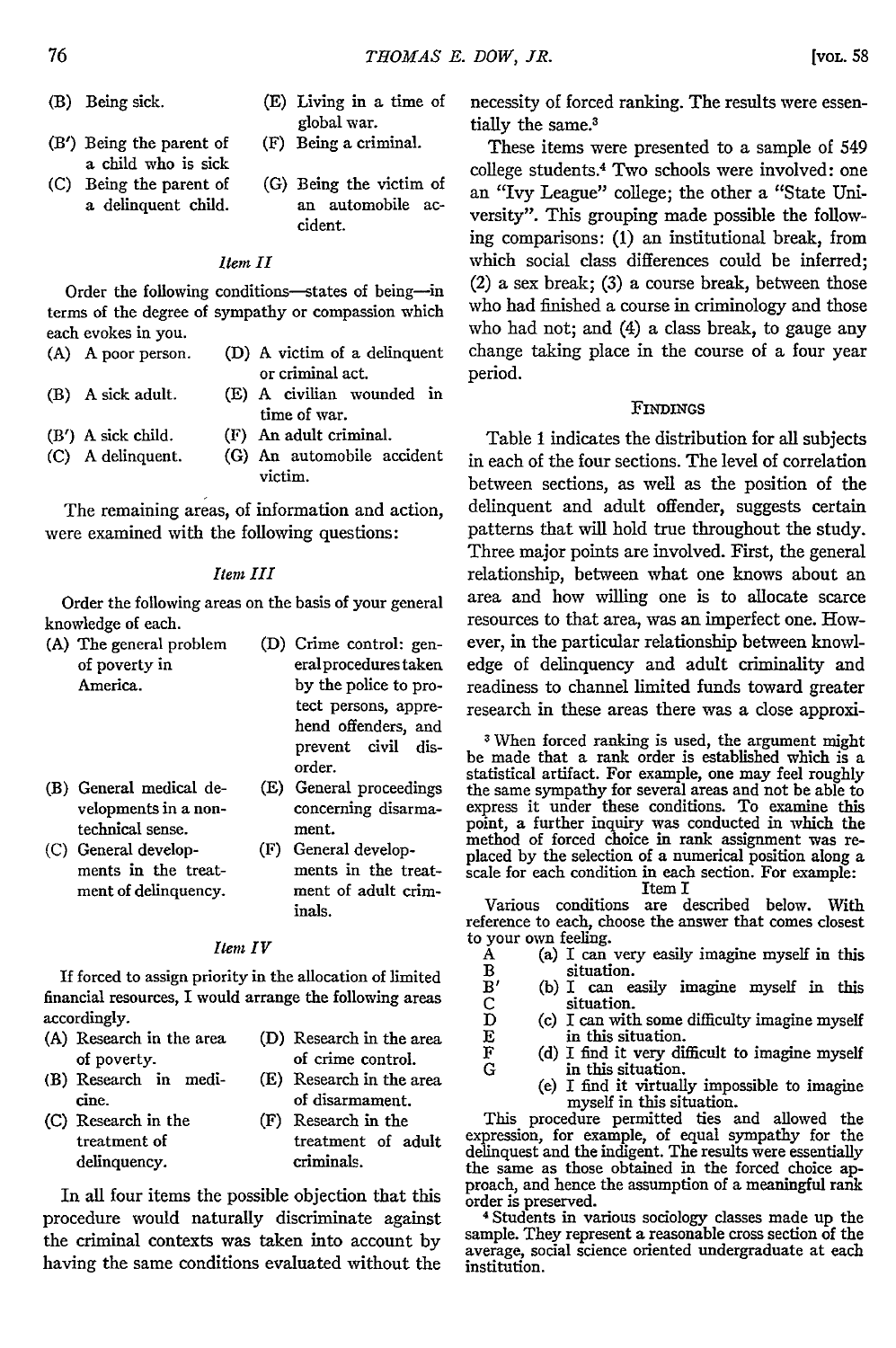(B) Being sick.

(B′) Being the parent of a child who is sick

(C) Being the parent of a delinquent child.

(E) Living in a time of global war.

(F) Being a criminal.

(G) Being the victim of an automobile accident.

*Item II*

Order the following conditions—states of being—in terms of the degree of sympathy or compassion which each evokes in you.

(A) A poor person.

(B) A sick adult.

(B′) A sick child.

(C) A delinquent.

(D) A victim of a delinquent or criminal act.

(E) A civilian wounded in time of war.

(F) An adult criminal.

(G) An automobile accident victim.

The remaining areas, of information and action, were examined with the following questions:

*Item III*

Order the following areas on the basis of your general knowledge of each.

(A) The general problem of poverty in America.

(B) General medical developments in a non-technical sense.

(C) General developments in the treatment of delinquency.

(D) Crime control: general procedures taken by the police to protect persons, apprehend offenders, and prevent civil disorder.

(E) General proceedings concerning disarmament.

(F) General developments in the treatment of adult criminals.

*Item IV*

If forced to assign priority in the allocation of limited financial resources, I would arrange the following areas accordingly.

(A) Research in the area of poverty.

(B) Research in medicine.

(C) Research in the treatment of delinquency.

(D) Research in the area of crime control.

(E) Research in the area of disarmament.

(F) Research in the treatment of adult criminals.

In all four items the possible objection that this procedure would naturally discriminate against the criminal contexts was taken into account by having the same conditions evaluated without the necessity of forced ranking. The results were essentially the same.[3]

These items were presented to a sample of 549 college students.[4] Two schools were involved: one an "Ivy League" college; the other a "State University". This grouping made possible the following comparisons: (1) an institutional break, from which social class differences could be inferred; (2) a sex break; (3) a course break, between those who had finished a course in criminology and those who had not; and (4) a class break, to gauge any change taking place in the course of a four year period.

## Findings

Table 1 indicates the distribution for all subjects in each of the four sections. The level of correlation between sections, as well as the position of the delinquent and adult offender, suggests certain patterns that will hold true throughout the study. Three major points are involved. First, the general relationship, between what one knows about an area and how willing one is to allocate scarce resources to that area, was an imperfect one. However, in the particular relationship between knowledge of delinquency and adult criminality and readiness to channel limited funds toward greater research in these areas there was a close approxi-

[3] When forced ranking is used, the argument might be made that a rank order is established which is a statistical artifact. For example, one may feel roughly the same sympathy for several areas and not be able to express it under these conditions. To examine this point, a further inquiry was conducted in which the method of forced choice in rank assignment was replaced by the selection of a numerical position along a scale for each condition in each section. For example:

Item I

Various conditions are described below. With reference to each, choose the answer that comes closest to your own feeling.

A
B
B′
C
D
E
F
G

(a) I can very easily imagine myself in this situation.
(b) I can easily imagine myself in this situation.
(c) I can with some difficulty imagine myself in this situation.
(d) I find it very difficult to imagine myself in this situation.
(e) I find it virtually impossible to imagine myself in this situation.

This procedure permitted ties and allowed the expression, for example, of equal sympathy for the delinquest and the indigent. The results were essentially the same as those obtained in the forced choice approach, and hence the assumption of a meaningful rank order is preserved.

[4] Students in various sociology classes made up the sample. They represent a reasonable cross section of the average, social science oriented undergraduate at each institution.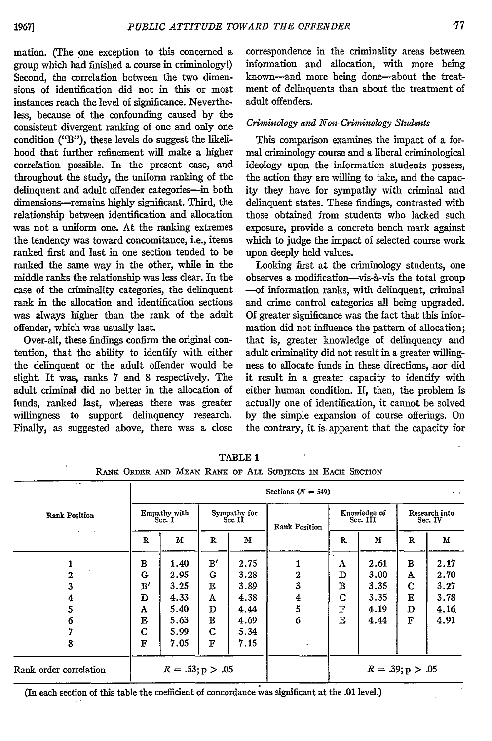mation. (The one exception to this concerned a group which had finished a course in criminology!) Second, the correlation between the two dimensions of identification did not in this or most instances reach the level of significance. Nevertheless, because of the confounding caused by the consistent divergent ranking of one and only one condition ("B"), these levels do suggest the likelihood that further refinement will make a higher correlation possible. In the present case, and throughout the study, the uniform ranking of the delinquent and adult offender categories—in both dimensions—remains highly significant. Third, the relationship between identification and allocation was not a uniform one. At the ranking extremes the tendency was toward concomitance, i.e., items ranked first and last in one section tended to be ranked the same way in the other, while in the middle ranks the relationship was less clear. In the case of the criminality categories, the delinquent rank in the allocation and identification sections was always higher than the rank of the adult offender, which was usually last.

Over-all, these findings confirm the original contention, that the ability to identify with either the delinquent or the adult offender would be slight. It was, ranks 7 and 8 respectively. The adult criminal did no better in the allocation of funds, ranked last, whereas there was greater willingness to support delinquency research. Finally, as suggested above, there was a close correspondence in the criminality areas between information and allocation, with more being known—and more being done—about the treatment of delinquents than about the treatment of adult offenders.

### *Criminology and Non-Criminology Students*

This comparison examines the impact of a formal criminology course and a liberal criminological ideology upon the information students possess, the action they are willing to take, and the capacity they have for sympathy with criminal and delinquent states. These findings, contrasted with those obtained from students who lacked such exposure, provide a concrete bench mark against which to judge the impact of selected course work upon deeply held values.

Looking first at the criminology students, one observes a modification—vis-à-vis the total group—of information ranks, with delinquent, criminal and crime control categories all being upgraded. Of greater significance was the fact that this information did not influence the pattern of allocation; that is, greater knowledge of delinquency and adult criminality did not result in a greater willingness to allocate funds in these directions, nor did it result in a greater capacity to identify with either human condition. If, then, the problem is actually one of identification, it cannot be solved by the simple expansion of course offerings. On the contrary, it is apparent that the capacity for

TABLE 1

Rank Order and Mean Rank of All Subjects in Each Section

| Rank Position | Sections ($N = 549$) Empathy with Sec. I | | Sympathy for Sec II | | Rank Position | Knowledge of Sec. III | | Research into Sec. IV | |
|---|---|---|---|---|---|---|---|---|---|
| | R | M | R | M | | R | M | R | M |
| 1 | B | 1.40 | B′ | 2.75 | 1 | A | 2.61 | B | 2.17 |
| 2 | G | 2.95 | G | 3.28 | 2 | D | 3.00 | A | 2.70 |
| 3 | B′ | 3.25 | E | 3.89 | 3 | B | 3.35 | C | 3.27 |
| 4 | D | 4.33 | A | 4.38 | 4 | C | 3.35 | E | 3.78 |
| 5 | A | 5.40 | D | 4.44 | 5 | F | 4.19 | D | 4.16 |
| 6 | E | 5.63 | B | 4.69 | 6 | E | 4.44 | F | 4.91 |
| 7 | C | 5.99 | C | 5.34 | | | | | |
| 8 | F | 7.05 | F | 7.15 | | | | | |
| Rank order correlation | $R = .53; p > .05$ | | | | | $R = .39; p > .05$ | | | |

(In each section of this table the coefficient of concordance was significant at the .01 level.)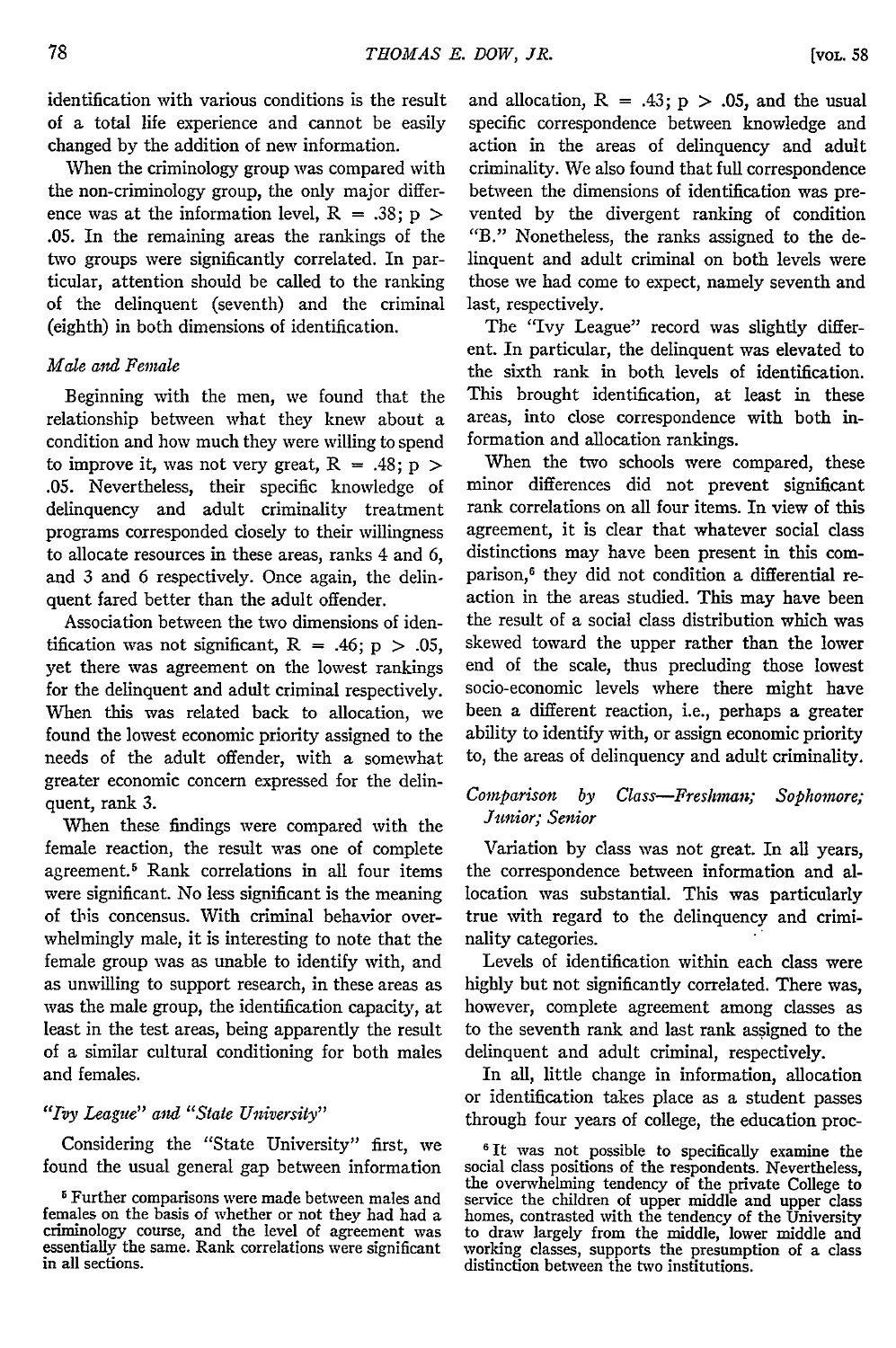identification with various conditions is the result of a total life experience and cannot be easily changed by the addition of new information.

When the criminology group was compared with the non-criminology group, the only major difference was at the information level, $R = .38$; $p > .05$. In the remaining areas the rankings of the two groups were significantly correlated. In particular, attention should be called to the ranking of the delinquent (seventh) and the criminal (eighth) in both dimensions of identification.

### *Male and Female*

Beginning with the men, we found that the relationship between what they knew about a condition and how much they were willing to spend to improve it, was not very great, $R = .48$; $p > .05$. Nevertheless, their specific knowledge of delinquency and adult criminality treatment programs corresponded closely to their willingness to allocate resources in these areas, ranks 4 and 6, and 3 and 6 respectively. Once again, the delinquent fared better than the adult offender.

Association between the two dimensions of identification was not significant, $R = .46$; $p > .05$, yet there was agreement on the lowest rankings for the delinquent and adult criminal respectively. When this was related back to allocation, we found the lowest economic priority assigned to the needs of the adult offender, with a somewhat greater economic concern expressed for the delinquent, rank 3.

When these findings were compared with the female reaction, the result was one of complete agreement.[5] Rank correlations in all four items were significant. No less significant is the meaning of this concensus. With criminal behavior overwhelmingly male, it is interesting to note that the female group was as unable to identify with, and as unwilling to support research, in these areas as was the male group, the identification capacity, at least in the test areas, being apparently the result of a similar cultural conditioning for both males and females.

### *"Ivy League" and "State University"*

Considering the "State University" first, we found the usual general gap between information and allocation, $R = .43$; $p > .05$, and the usual specific correspondence between knowledge and action in the areas of delinquency and adult criminality. We also found that full correspondence between the dimensions of identification was prevented by the divergent ranking of condition "B." Nonetheless, the ranks assigned to the delinquent and adult criminal on both levels were those we had come to expect, namely seventh and last, respectively.

The "Ivy League" record was slightly different. In particular, the delinquent was elevated to the sixth rank in both levels of identification. This brought identification, at least in these areas, into close correspondence with both information and allocation rankings.

When the two schools were compared, these minor differences did not prevent significant rank correlations on all four items. In view of this agreement, it is clear that whatever social class distinctions may have been present in this comparison,[6] they did not condition a differential reaction in the areas studied. This may have been the result of a social class distribution which was skewed toward the upper rather than the lower end of the scale, thus precluding those lowest socio-economic levels where there might have been a different reaction, i.e., perhaps a greater ability to identify with, or assign economic priority to, the areas of delinquency and adult criminality.

### *Comparison by Class—Freshman; Sophomore; Junior; Senior*

Variation by class was not great. In all years, the correspondence between information and allocation was substantial. This was particularly true with regard to the delinquency and criminality categories.

Levels of identification within each class were highly but not significantly correlated. There was, however, complete agreement among classes as to the seventh rank and last rank assigned to the delinquent and adult criminal, respectively.

In all, little change in information, allocation or identification takes place as a student passes through four years of college, the education proc-

---

[5] Further comparisons were made between males and females on the basis of whether or not they had had a criminology course, and the level of agreement was essentially the same. Rank correlations were significant in all sections.

[6] It was not possible to specifically examine the social class positions of the respondents. Nevertheless, the overwhelming tendency of the private College to service the children of upper middle and upper class homes, contrasted with the tendency of the University to draw largely from the middle, lower middle and working classes, supports the presumption of a class distinction between the two institutions.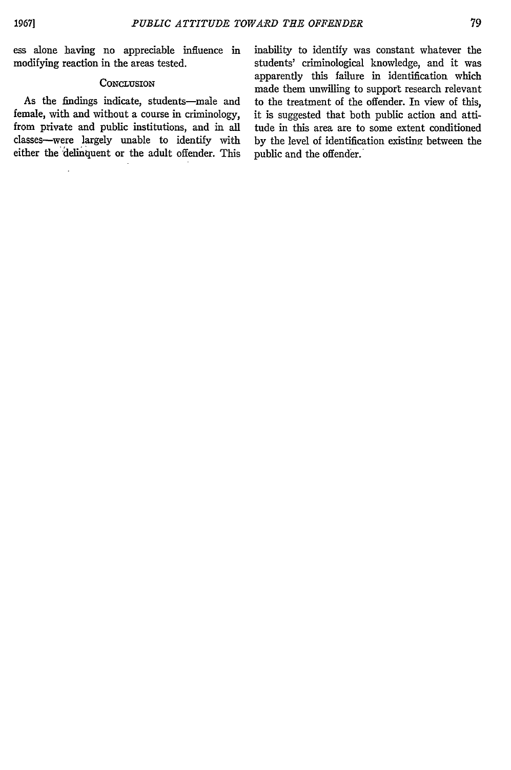ess alone having no appreciable influence in modifying reaction in the areas tested.

## Conclusion

As the findings indicate, students—male and female, with and without a course in criminology, from private and public institutions, and in all classes—were largely unable to identify with either the delinquent or the adult offender. This inability to identify was constant whatever the students' criminological knowledge, and it was apparently this failure in identification which made them unwilling to support research relevant to the treatment of the offender. In view of this, it is suggested that both public action and attitude in this area are to some extent conditioned by the level of identification existing between the public and the offender.